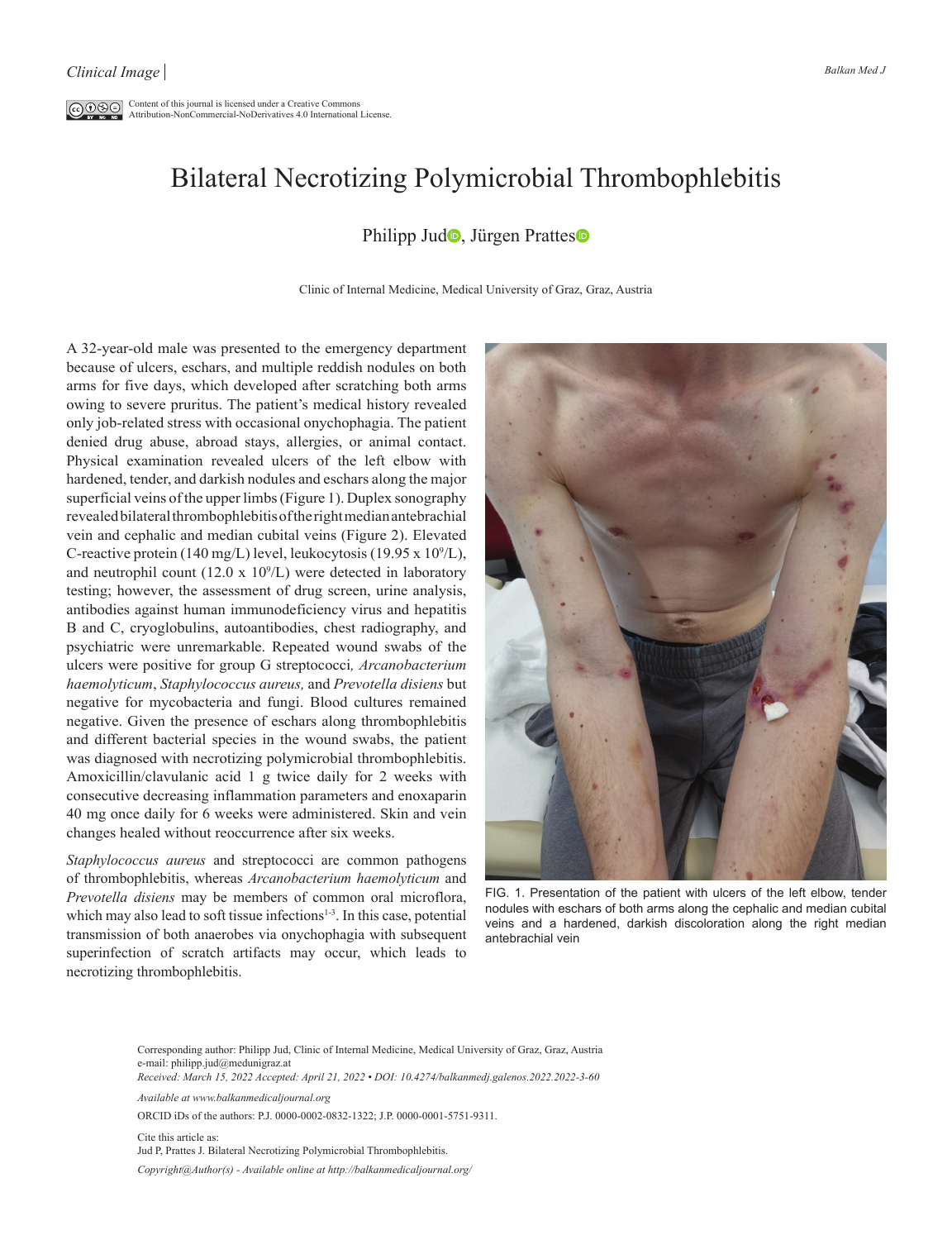Clinical Image

Content of this journal is licensed under a Creative Commons Attribution-NonCommercial-NoDerivatives 4.0 International License.

# Bilateral Necrotizing Polymicrobial Thrombophlebitis

Philipp Jud, Jürgen Prattes

Clinic of Internal Medicine, Medical University of Graz, Graz, Austria

A 32-year-old male was presented to the emergency department because of ulcers, eschars, and multiple reddish nodules on both arms for five days, which developed after scratching both arms owing to severe pruritus. The patient's medical history revealed only job-related stress with occasional onychophagia. The patient denied drug abuse, abroad stays, allergies, or animal contact. Physical examination revealed ulcers of the left elbow with hardened, tender, and darkish nodules and eschars along the major superficial veins of the upper limbs (Figure 1). Duplex sonography revealed bilateral thrombophlebitis of the right median antebrachial vein and cephalic and median cubital veins (Figure 2). Elevated C-reactive protein (140 mg/L) level, leukocytosis (19.95 x $10^9$/L), and neutrophil count (12.0 x $10^9$/L) were detected in laboratory testing; however, the assessment of drug screen, urine analysis, antibodies against human immunodeficiency virus and hepatitis B and C, cryoglobulins, autoantibodies, chest radiography, and psychiatric were unremarkable. Repeated wound swabs of the ulcers were positive for group G streptococci, *Arcanobacterium haemolyticum*, *Staphylococcus aureus,* and *Prevotella disiens* but negative for mycobacteria and fungi. Blood cultures remained negative. Given the presence of eschars along thrombophlebitis and different bacterial species in the wound swabs, the patient was diagnosed with necrotizing polymicrobial thrombophlebitis. Amoxicillin/clavulanic acid 1 g twice daily for 2 weeks with consecutive decreasing inflammation parameters and enoxaparin 40 mg once daily for 6 weeks were administered. Skin and vein changes healed without reoccurrence after six weeks.

*Staphylococcus aureus* and streptococci are common pathogens of thrombophlebitis, whereas *Arcanobacterium haemolyticum* and *Prevotella disiens* may be members of common oral microflora, which may also lead to soft tissue infections[1-3]. In this case, potential transmission of both anaerobes via onychophagia with subsequent superinfection of scratch artifacts may occur, which leads to necrotizing thrombophlebitis.

FIG. 1. Presentation of the patient with ulcers of the left elbow, tender nodules with eschars of both arms along the cephalic and median cubital veins and a hardened, darkish discoloration along the right median antebrachial vein

Corresponding author: Philipp Jud, Clinic of Internal Medicine, Medical University of Graz, Graz, Austria
e-mail: philipp.jud@medunigraz.at
*Received: March 15, 2022 Accepted: April 21, 2022 • DOI: 10.4274/balkanmedj.galenos.2022.2022-3-60*

*Available at www.balkanmedicaljournal.org*

ORCID iDs of the authors: P.J. 0000-0002-0832-1322; J.P. 0000-0001-5751-9311.

Cite this article as:
Jud P, Prattes J. Bilateral Necrotizing Polymicrobial Thrombophlebitis.

*Copyright@Author(s) - Available online at http://balkanmedicaljournal.org/*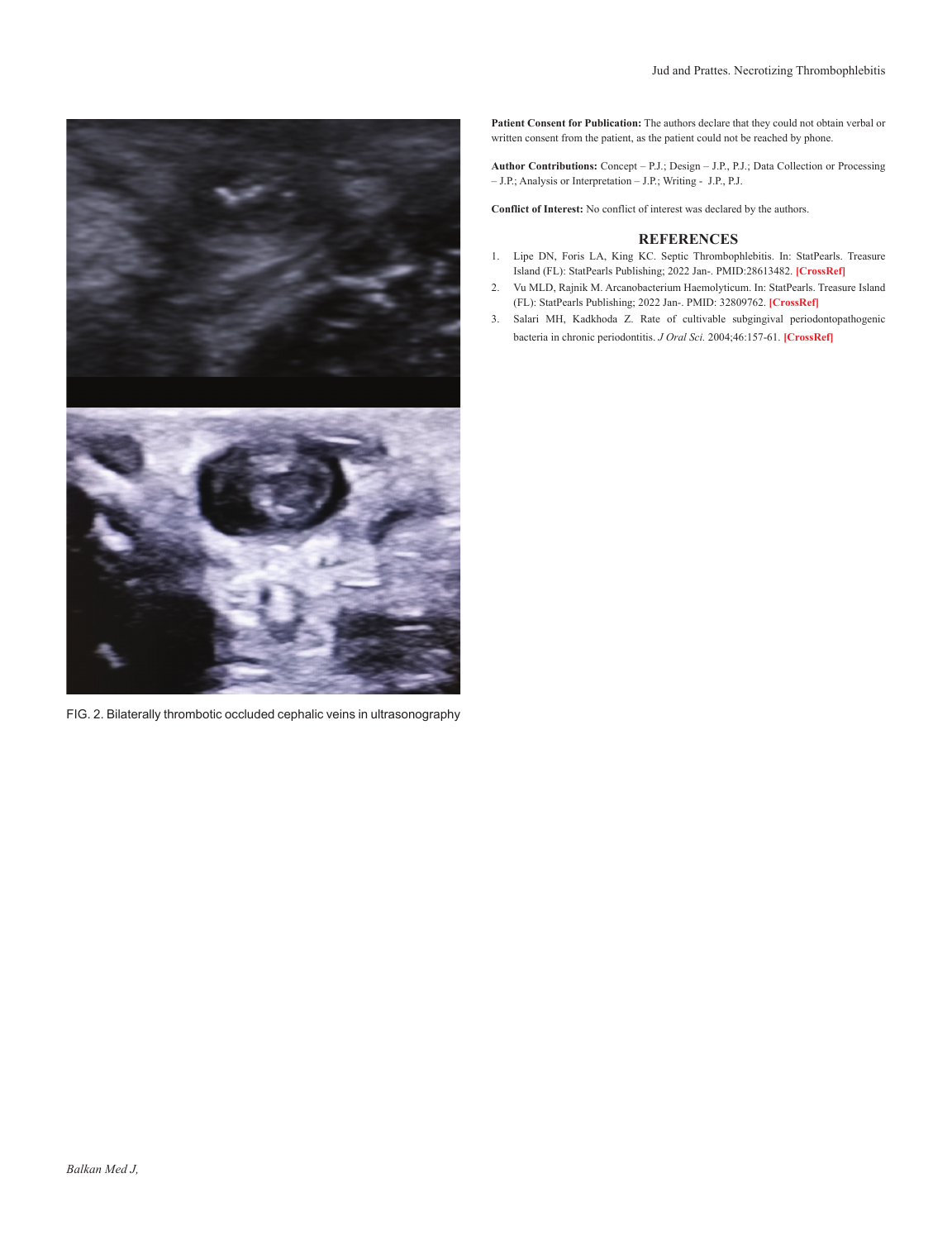FIG. 2. Bilaterally thrombotic occluded cephalic veins in ultrasonography

**Patient Consent for Publication:** The authors declare that they could not obtain verbal or written consent from the patient, as the patient could not be reached by phone.

**Author Contributions:** Concept – P.J.; Design – J.P., P.J.; Data Collection or Processing – J.P.; Analysis or Interpretation – J.P.; Writing - J.P., P.J.

**Conflict of Interest:** No conflict of interest was declared by the authors.

## REFERENCES

1. Lipe DN, Foris LA, King KC. Septic Thrombophlebitis. In: StatPearls. Treasure Island (FL): StatPearls Publishing; 2022 Jan-. PMID:28613482. [CrossRef]
2. Vu MLD, Rajnik M. Arcanobacterium Haemolyticum. In: StatPearls. Treasure Island (FL): StatPearls Publishing; 2022 Jan-. PMID: 32809762. [CrossRef]
3. Salari MH, Kadkhoda Z. Rate of cultivable subgingival periodontopathogenic bacteria in chronic periodontitis. *J Oral Sci.* 2004;46:157-61. [CrossRef]